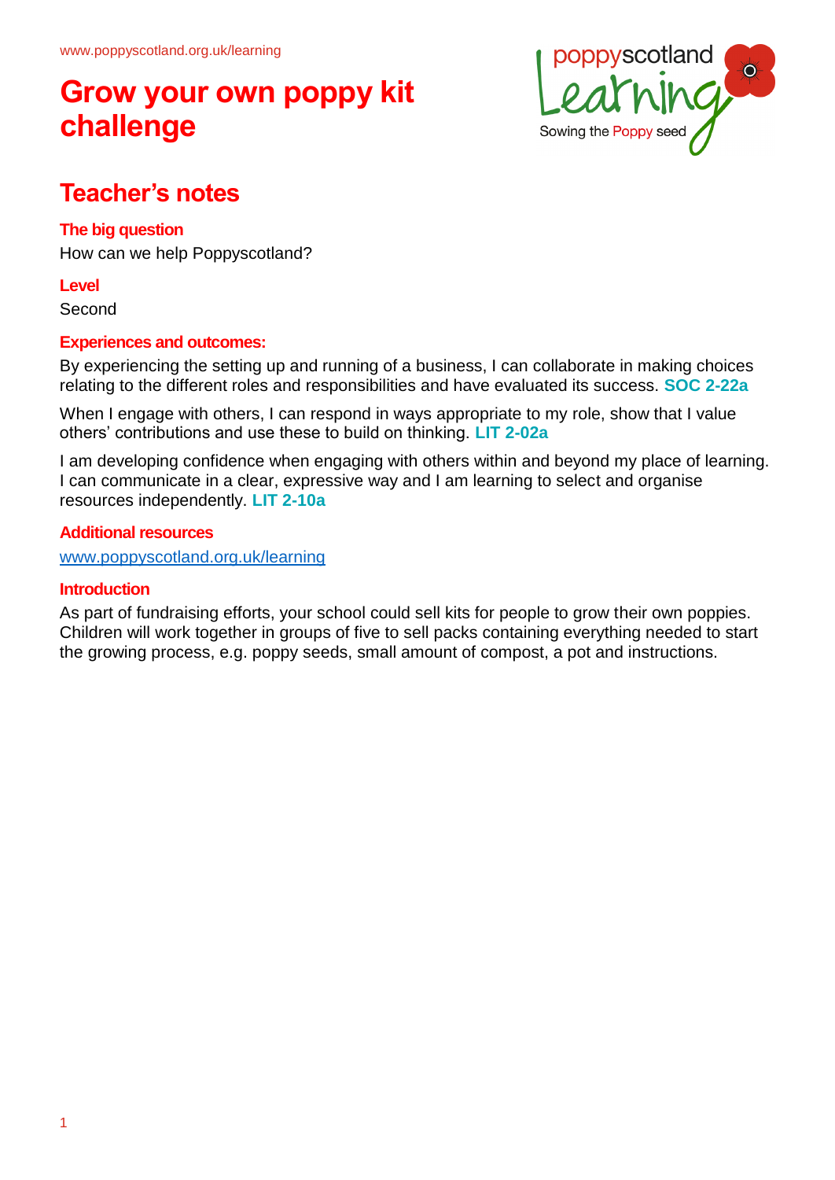# Grow your own poppy kit challenge

## Teacher's notes

### The big question

How can we help Poppyscotland?

### Level

Second

### Experiences and outcomes:

By experiencing the setting up and running of a business, I can collaborate in making choices relating to the different roles and responsibilities and have evaluated its success. **SOC 2-22a**

When I engage with others, I can respond in ways appropriate to my role, show that I value others' contributions and use these to build on thinking. **LIT 2-02a**

I am developing confidence when engaging with others within and beyond my place of learning. I can communicate in a clear, expressive way and I am learning to select and organise resources independently. **LIT 2-10a**

### Additional resources

www.poppyscotland.org.uk/learning

### Introduction

As part of fundraising efforts, your school could sell kits for people to grow their own poppies. Children will work together in groups of five to sell packs containing everything needed to start the growing process, e.g. poppy seeds, small amount of compost, a pot and instructions.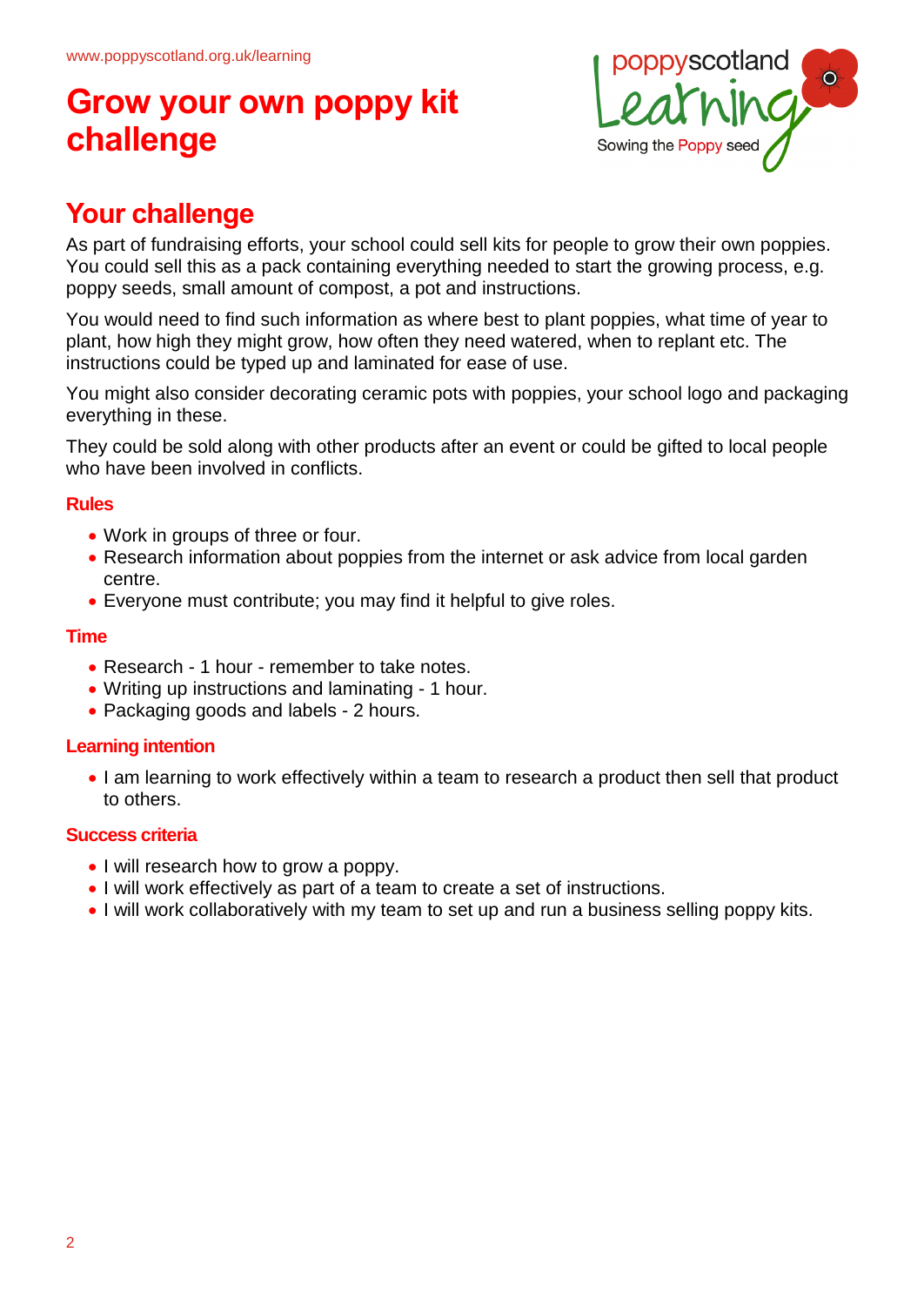# Grow your own poppy kit challenge

## Your challenge

As part of fundraising efforts, your school could sell kits for people to grow their own poppies. You could sell this as a pack containing everything needed to start the growing process, e.g. poppy seeds, small amount of compost, a pot and instructions.

You would need to find such information as where best to plant poppies, what time of year to plant, how high they might grow, how often they need watered, when to replant etc. The instructions could be typed up and laminated for ease of use.

You might also consider decorating ceramic pots with poppies, your school logo and packaging everything in these.

They could be sold along with other products after an event or could be gifted to local people who have been involved in conflicts.

### Rules

- Work in groups of three or four.
- Research information about poppies from the internet or ask advice from local garden centre.
- Everyone must contribute; you may find it helpful to give roles.

### Time

- Research - 1 hour - remember to take notes.
- Writing up instructions and laminating - 1 hour.
- Packaging goods and labels - 2 hours.

### Learning intention

- I am learning to work effectively within a team to research a product then sell that product to others.

### Success criteria

- I will research how to grow a poppy.
- I will work effectively as part of a team to create a set of instructions.
- I will work collaboratively with my team to set up and run a business selling poppy kits.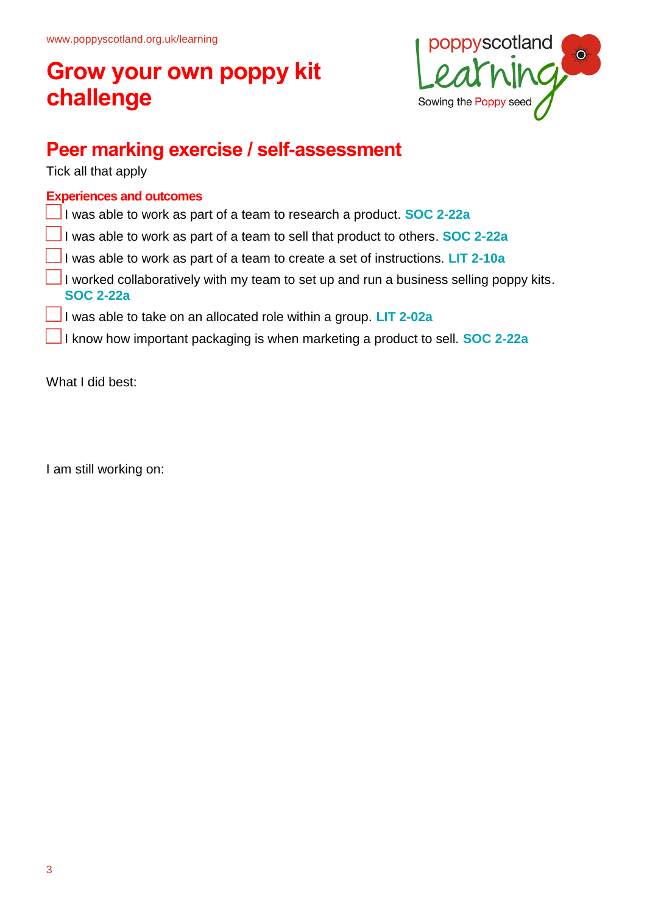www.poppyscotland.org.uk/learning

# Grow your own poppy kit challenge

## Peer marking exercise / self-assessment

Tick all that apply

### Experiences and outcomes

- ☐ I was able to work as part of a team to research a product. **SOC 2-22a**
- ☐ I was able to work as part of a team to sell that product to others. **SOC 2-22a**
- ☐ I was able to work as part of a team to create a set of instructions. **LIT 2-10a**
- ☐ I worked collaboratively with my team to set up and run a business selling poppy kits. **SOC 2-22a**
- ☐ I was able to take on an allocated role within a group. **LIT 2-02a**
- ☐ I know how important packaging is when marketing a product to sell. **SOC 2-22a**

What I did best:

I am still working on: